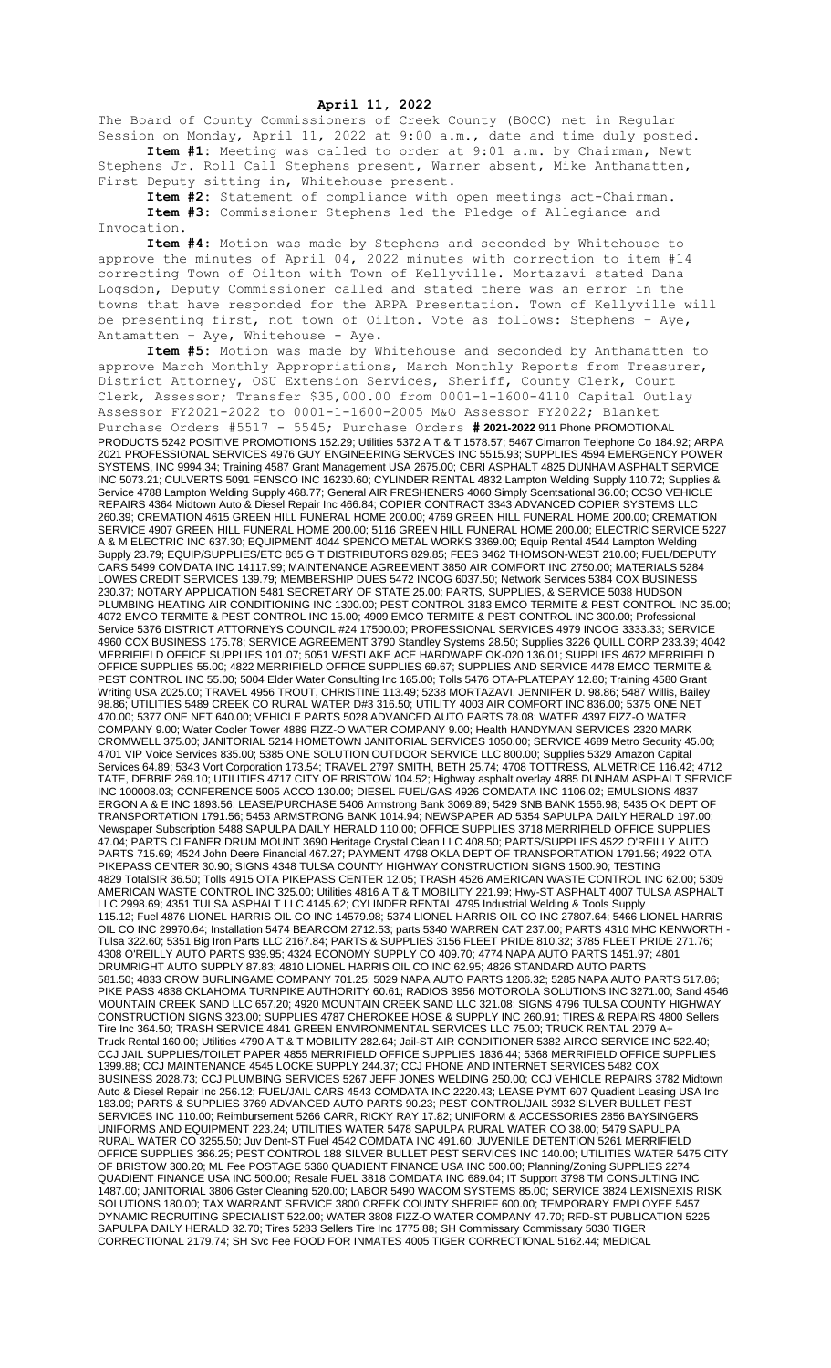**April 11, 2022**

The Board of County Commissioners of Creek County (BOCC) met in Regular Session on Monday, April 11, 2022 at 9:00 a.m., date and time duly posted.

**Item #1:** Meeting was called to order at 9:01 a.m. by Chairman, Newt Stephens Jr. Roll Call Stephens present, Warner absent, Mike Anthamatten, First Deputy sitting in, Whitehouse present.

**Item #2:** Statement of compliance with open meetings act-Chairman.

**Item #3:** Commissioner Stephens led the Pledge of Allegiance and Invocation.

**Item #4:** Motion was made by Stephens and seconded by Whitehouse to approve the minutes of April 04, 2022 minutes with correction to item #14 correcting Town of Oilton with Town of Kellyville. Mortazavi stated Dana Logsdon, Deputy Commissioner called and stated there was an error in the towns that have responded for the ARPA Presentation. Town of Kellyville will be presenting first, not town of Oilton. Vote as follows: Stephens – Aye, Antamatten – Aye, Whitehouse - Aye.

**Item #5:** Motion was made by Whitehouse and seconded by Anthamatten to approve March Monthly Appropriations, March Monthly Reports from Treasurer, District Attorney, OSU Extension Services, Sheriff, County Clerk, Court Clerk, Assessor; Transfer $35,000.00 from 0001-1-1600-4110 Capital Outlay Assessor FY2021-2022 to 0001-1-1600-2005 M&O Assessor FY2022; Blanket Purchase Orders #5517 - 5545; Purchase Orders **# 2021-2022** 911 Phone PROMOTIONAL PRODUCTS 5242 POSITIVE PROMOTIONS 152.29; Utilities 5372 A T & T 1578.57; 5467 Cimarron Telephone Co 184.92; ARPA 2021 PROFESSIONAL SERVICES 4976 GUY ENGINEERING SERVCES INC 5515.93; SUPPLIES 4594 EMERGENCY POWER SYSTEMS, INC 9994.34; Training 4587 Grant Management USA 2675.00; CBRI ASPHALT 4825 DUNHAM ASPHALT SERVICE INC 5073.21; CULVERTS 5091 FENSCO INC 16230.60; CYLINDER RENTAL 4832 Lampton Welding Supply 110.72; Supplies & Service 4788 Lampton Welding Supply 468.77; General AIR FRESHENERS 4060 Simply Scentsational 36.00; CCSO VEHICLE REPAIRS 4364 Midtown Auto & Diesel Repair Inc 466.84; COPIER CONTRACT 3343 ADVANCED COPIER SYSTEMS LLC 260.39; CREMATION 4615 GREEN HILL FUNERAL HOME 200.00; 4769 GREEN HILL FUNERAL HOME 200.00; CREMATION SERVICE 4907 GREEN HILL FUNERAL HOME 200.00; 5116 GREEN HILL FUNERAL HOME 200.00; ELECTRIC SERVICE 5227 A & M ELECTRIC INC 637.30; EQUIPMENT 4044 SPENCO METAL WORKS 3369.00; Equip Rental 4544 Lampton Welding Supply 23.79; EQUIP/SUPPLIES/ETC 865 G T DISTRIBUTORS 829.85; FEES 3462 THOMSON-WEST 210.00; FUEL/DEPUTY CARS 5499 COMDATA INC 14117.99; MAINTENANCE AGREEMENT 3850 AIR COMFORT INC 2750.00; MATERIALS 5284 LOWES CREDIT SERVICES 139.79; MEMBERSHIP DUES 5472 INCOG 6037.50; Network Services 5384 COX BUSINESS 230.37; NOTARY APPLICATION 5481 SECRETARY OF STATE 25.00; PARTS, SUPPLIES, & SERVICE 5038 HUDSON PLUMBING HEATING AIR CONDITIONING INC 1300.00; PEST CONTROL 3183 EMCO TERMITE & PEST CONTROL INC 35.00; 4072 EMCO TERMITE & PEST CONTROL INC 15.00; 4909 EMCO TERMITE & PEST CONTROL INC 300.00; Professional Service 5376 DISTRICT ATTORNEYS COUNCIL #24 17500.00; PROFESSIONAL SERVICES 4979 INCOG 3333.33; SERVICE 4960 COX BUSINESS 175.78; SERVICE AGREEMENT 3790 Standley Systems 28.50; Supplies 3226 QUILL CORP 233.39; 4042 MERRIFIELD OFFICE SUPPLIES 101.07; 5051 WESTLAKE ACE HARDWARE OK-020 136.01; SUPPLIES 4672 MERRIFIELD OFFICE SUPPLIES 55.00; 4822 MERRIFIELD OFFICE SUPPLIES 69.67; SUPPLIES AND SERVICE 4478 EMCO TERMITE & PEST CONTROL INC 55.00; 5004 Elder Water Consulting Inc 165.00; Tolls 5476 OTA-PLATEPAY 12.80; Training 4580 Grant Writing USA 2025.00; TRAVEL 4956 TROUT, CHRISTINE 113.49; 5238 MORTAZAVI, JENNIFER D. 98.86; 5487 Willis, Bailey 98.86; UTILITIES 5489 CREEK CO RURAL WATER D#3 316.50; UTILITY 4003 AIR COMFORT INC 836.00; 5375 ONE NET 470.00; 5377 ONE NET 640.00; VEHICLE PARTS 5028 ADVANCED AUTO PARTS 78.08; WATER 4397 FIZZ-O WATER COMPANY 9.00; Water Cooler Tower 4889 FIZZ-O WATER COMPANY 9.00; Health HANDYMAN SERVICES 2320 MARK CROMWELL 375.00; JANITORIAL 5214 HOMETOWN JANITORIAL SERVICES 1050.00; SERVICE 4689 Metro Security 45.00; 4701 VIP Voice Services 835.00; 5385 ONE SOLUTION OUTDOOR SERVICE LLC 800.00; Supplies 5329 Amazon Capital Services 64.89; 5343 Vort Corporation 173.54; TRAVEL 2797 SMITH, BETH 25.74; 4708 TOTTRESS, ALMETRICE 116.42; 4712 TATE, DEBBIE 269.10; UTILITIES 4717 CITY OF BRISTOW 104.52; Highway asphalt overlay 4885 DUNHAM ASPHALT SERVICE INC 100008.03; CONFERENCE 5005 ACCO 130.00; DIESEL FUEL/GAS 4926 COMDATA INC 1106.02; EMULSIONS 4837 ERGON A & E INC 1893.56; LEASE/PURCHASE 5406 Armstrong Bank 3069.89; 5429 SNB BANK 1556.98; 5435 OK DEPT OF TRANSPORTATION 1791.56; 5453 ARMSTRONG BANK 1014.94; NEWSPAPER AD 5354 SAPULPA DAILY HERALD 197.00; Newspaper Subscription 5488 SAPULPA DAILY HERALD 110.00; OFFICE SUPPLIES 3718 MERRIFIELD OFFICE SUPPLIES 47.04; PARTS CLEANER DRUM MOUNT 3690 Heritage Crystal Clean LLC 408.50; PARTS/SUPPLIES 4522 O'REILLY AUTO PARTS 715.69; 4524 John Deere Financial 467.27; PAYMENT 4798 OKLA DEPT OF TRANSPORTATION 1791.56; 4922 OTA PIKEPASS CENTER 30.90; SIGNS 4348 TULSA COUNTY HIGHWAY CONSTRUCTION SIGNS 1500.90; TESTING 4829 TotalSIR 36.50; Tolls 4915 OTA PIKEPASS CENTER 12.05; TRASH 4526 AMERICAN WASTE CONTROL INC 62.00; 5309 AMERICAN WASTE CONTROL INC 325.00; Utilities 4816 A T & T MOBILITY 221.99; Hwy-ST ASPHALT 4007 TULSA ASPHALT LLC 2998.69; 4351 TULSA ASPHALT LLC 4145.62; CYLINDER RENTAL 4795 Industrial Welding & Tools Supply 115.12; Fuel 4876 LIONEL HARRIS OIL CO INC 14579.98; 5374 LIONEL HARRIS OIL CO INC 27807.64; 5466 LIONEL HARRIS OIL CO INC 29970.64; Installation 5474 BEARCOM 2712.53; parts 5340 WARREN CAT 237.00; PARTS 4310 MHC KENWORTH - Tulsa 322.60; 5351 Big Iron Parts LLC 2167.84; PARTS & SUPPLIES 3156 FLEET PRIDE 810.32; 3785 FLEET PRIDE 271.76; 4308 O'REILLY AUTO PARTS 939.95; 4324 ECONOMY SUPPLY CO 409.70; 4774 NAPA AUTO PARTS 1451.97; 4801 DRUMRIGHT AUTO SUPPLY 87.83; 4810 LIONEL HARRIS OIL CO INC 62.95; 4826 STANDARD AUTO PARTS 581.50; 4833 CROW BURLINGAME COMPANY 701.25; 5029 NAPA AUTO PARTS 1206.32; 5285 NAPA AUTO PARTS 517.86; PIKE PASS 4838 OKLAHOMA TURNPIKE AUTHORITY 60.61; RADIOS 3956 MOTOROLA SOLUTIONS INC 3271.00; Sand 4546 MOUNTAIN CREEK SAND LLC 657.20; 4920 MOUNTAIN CREEK SAND LLC 321.08; SIGNS 4796 TULSA COUNTY HIGHWAY CONSTRUCTION SIGNS 323.00; SUPPLIES 4787 CHEROKEE HOSE & SUPPLY INC 260.91; TIRES & REPAIRS 4800 Sellers Tire Inc 364.50; TRASH SERVICE 4841 GREEN ENVIRONMENTAL SERVICES LLC 75.00; TRUCK RENTAL 2079 A+ Truck Rental 160.00; Utilities 4790 A T & T MOBILITY 282.64; Jail-ST AIR CONDITIONER 5382 AIRCO SERVICE INC 522.40; CCJ JAIL SUPPLIES/TOILET PAPER 4855 MERRIFIELD OFFICE SUPPLIES 1836.44; 5368 MERRIFIELD OFFICE SUPPLIES 1399.88; CCJ MAINTENANCE 4545 LOCKE SUPPLY 244.37; CCJ PHONE AND INTERNET SERVICES 5482 COX BUSINESS 2028.73; CCJ PLUMBING SERVICES 5267 JEFF JONES WELDING 250.00; CCJ VEHICLE REPAIRS 3782 Midtown Auto & Diesel Repair Inc 256.12; FUEL/JAIL CARS 4543 COMDATA INC 2220.43; LEASE PYMT 607 Quadient Leasing USA Inc 183.09; PARTS & SUPPLIES 3769 ADVANCED AUTO PARTS 90.23; PEST CONTROL/JAIL 3932 SILVER BULLET PEST SERVICES INC 110.00; Reimbursement 5266 CARR, RICKY RAY 17.82; UNIFORM & ACCESSORIES 2856 BAYSINGERS UNIFORMS AND EQUIPMENT 223.24; UTILITIES WATER 5478 SAPULPA RURAL WATER CO 38.00; 5479 SAPULPA RURAL WATER CO 3255.50; Juv Dent-ST Fuel 4542 COMDATA INC 491.60; JUVENILE DETENTION 5261 MERRIFIELD OFFICE SUPPLIES 366.25; PEST CONTROL 188 SILVER BULLET PEST SERVICES INC 140.00; UTILITIES WATER 5475 CITY OF BRISTOW 300.20; ML Fee POSTAGE 5360 QUADIENT FINANCE USA INC 500.00; Planning/Zoning SUPPLIES 2274 QUADIENT FINANCE USA INC 500.00; Resale FUEL 3818 COMDATA INC 689.04; IT Support 3798 TM CONSULTING INC 1487.00; JANITORIAL 3806 Gster Cleaning 520.00; LABOR 5490 WACOM SYSTEMS 85.00; SERVICE 3824 LEXISNEXIS RISK SOLUTIONS 180.00; TAX WARRANT SERVICE 3800 CREEK COUNTY SHERIFF 600.00; TEMPORARY EMPLOYEE 5457 DYNAMIC RECRUITING SPECIALIST 522.00; WATER 3808 FIZZ-O WATER COMPANY 47.70; RFD-ST PUBLICATION 5225 SAPULPA DAILY HERALD 32.70; Tires 5283 Sellers Tire Inc 1775.88; SH Commissary Commissary 5030 TIGER CORRECTIONAL 2179.74; SH Svc Fee FOOD FOR INMATES 4005 TIGER CORRECTIONAL 5162.44; MEDICAL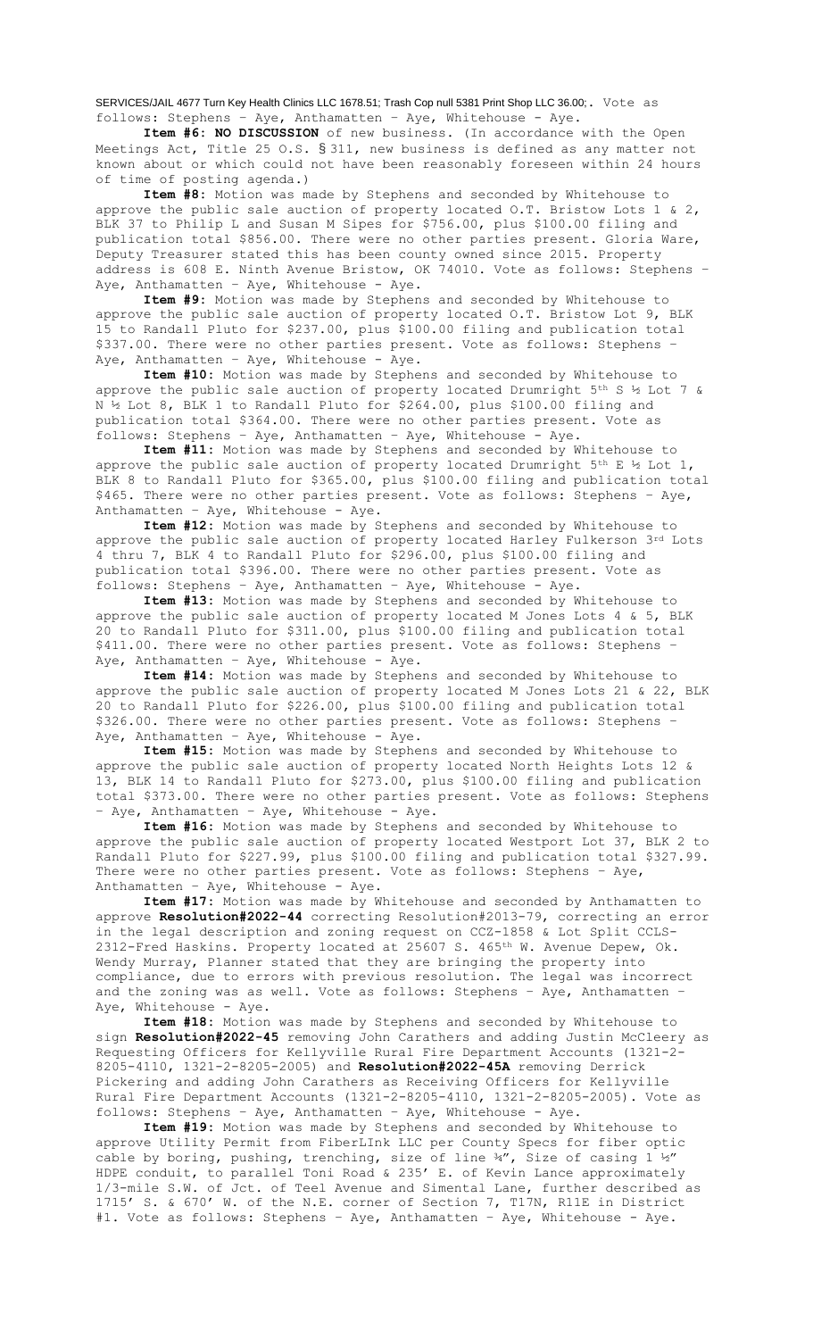SERVICES/JAIL 4677 Turn Key Health Clinics LLC 1678.51; Trash Cop null 5381 Print Shop LLC 36.00;. Vote as follows: Stephens – Aye, Anthamatten – Aye, Whitehouse - Aye.

**Item #6: NO DISCUSSION** of new business. (In accordance with the Open Meetings Act, Title 25 O.S. § 311, new business is defined as any matter not known about or which could not have been reasonably foreseen within 24 hours of time of posting agenda.)

**Item #8:** Motion was made by Stephens and seconded by Whitehouse to approve the public sale auction of property located O.T. Bristow Lots 1 & 2, BLK 37 to Philip L and Susan M Sipes for $756.00, plus $100.00 filing and publication total $856.00. There were no other parties present. Gloria Ware, Deputy Treasurer stated this has been county owned since 2015. Property address is 608 E. Ninth Avenue Bristow, OK 74010. Vote as follows: Stephens – Aye, Anthamatten – Aye, Whitehouse - Aye.

**Item #9:** Motion was made by Stephens and seconded by Whitehouse to approve the public sale auction of property located O.T. Bristow Lot 9, BLK 15 to Randall Pluto for $237.00, plus $100.00 filing and publication total $337.00. There were no other parties present. Vote as follows: Stephens – Aye, Anthamatten – Aye, Whitehouse - Aye.

**Item #10:** Motion was made by Stephens and seconded by Whitehouse to approve the public sale auction of property located Drumright 5th S ½ Lot 7 & N ½ Lot 8, BLK 1 to Randall Pluto for $264.00, plus $100.00 filing and publication total $364.00. There were no other parties present. Vote as follows: Stephens – Aye, Anthamatten – Aye, Whitehouse - Aye.

**Item #11:** Motion was made by Stephens and seconded by Whitehouse to approve the public sale auction of property located Drumright 5th E ½ Lot 1, BLK 8 to Randall Pluto for $365.00, plus $100.00 filing and publication total $465. There were no other parties present. Vote as follows: Stephens – Aye, Anthamatten – Aye, Whitehouse - Aye.

**Item #12:** Motion was made by Stephens and seconded by Whitehouse to approve the public sale auction of property located Harley Fulkerson 3rd Lots 4 thru 7, BLK 4 to Randall Pluto for $296.00, plus $100.00 filing and publication total $396.00. There were no other parties present. Vote as follows: Stephens – Aye, Anthamatten – Aye, Whitehouse - Aye.

**Item #13:** Motion was made by Stephens and seconded by Whitehouse to approve the public sale auction of property located M Jones Lots 4 & 5, BLK 20 to Randall Pluto for $311.00, plus $100.00 filing and publication total $411.00. There were no other parties present. Vote as follows: Stephens – Aye, Anthamatten – Aye, Whitehouse - Aye.

**Item #14:** Motion was made by Stephens and seconded by Whitehouse to approve the public sale auction of property located M Jones Lots 21 & 22, BLK 20 to Randall Pluto for $226.00, plus $100.00 filing and publication total $326.00. There were no other parties present. Vote as follows: Stephens – Aye, Anthamatten – Aye, Whitehouse - Aye.

**Item #15:** Motion was made by Stephens and seconded by Whitehouse to approve the public sale auction of property located North Heights Lots 12 & 13, BLK 14 to Randall Pluto for $273.00, plus $100.00 filing and publication total $373.00. There were no other parties present. Vote as follows: Stephens – Aye, Anthamatten – Aye, Whitehouse - Aye.

**Item #16:** Motion was made by Stephens and seconded by Whitehouse to approve the public sale auction of property located Westport Lot 37, BLK 2 to Randall Pluto for $227.99, plus $100.00 filing and publication total $327.99. There were no other parties present. Vote as follows: Stephens – Aye, Anthamatten – Aye, Whitehouse - Aye.

**Item #17:** Motion was made by Whitehouse and seconded by Anthamatten to approve **Resolution#2022-44** correcting Resolution#2013-79, correcting an error in the legal description and zoning request on CCZ-1858 & Lot Split CCLS-2312-Fred Haskins. Property located at 25607 S. 465th W. Avenue Depew, Ok. Wendy Murray, Planner stated that they are bringing the property into compliance, due to errors with previous resolution. The legal was incorrect and the zoning was as well. Vote as follows: Stephens – Aye, Anthamatten – Aye, Whitehouse - Aye.

**Item #18:** Motion was made by Stephens and seconded by Whitehouse to sign **Resolution#2022-45** removing John Carathers and adding Justin McCleery as Requesting Officers for Kellyville Rural Fire Department Accounts (1321-2-8205-4110, 1321-2-8205-2005) and **Resolution#2022-45A** removing Derrick Pickering and adding John Carathers as Receiving Officers for Kellyville Rural Fire Department Accounts (1321-2-8205-4110, 1321-2-8205-2005). Vote as follows: Stephens – Aye, Anthamatten – Aye, Whitehouse - Aye.

**Item #19:** Motion was made by Stephens and seconded by Whitehouse to approve Utility Permit from FiberLInk LLC per County Specs for fiber optic cable by boring, pushing, trenching, size of line ¾", Size of casing 1 ½" HDPE conduit, to parallel Toni Road & 235' E. of Kevin Lance approximately 1/3-mile S.W. of Jct. of Teel Avenue and Simental Lane, further described as 1715' S. & 670' W. of the N.E. corner of Section 7, T17N, R11E in District #1. Vote as follows: Stephens – Aye, Anthamatten – Aye, Whitehouse - Aye.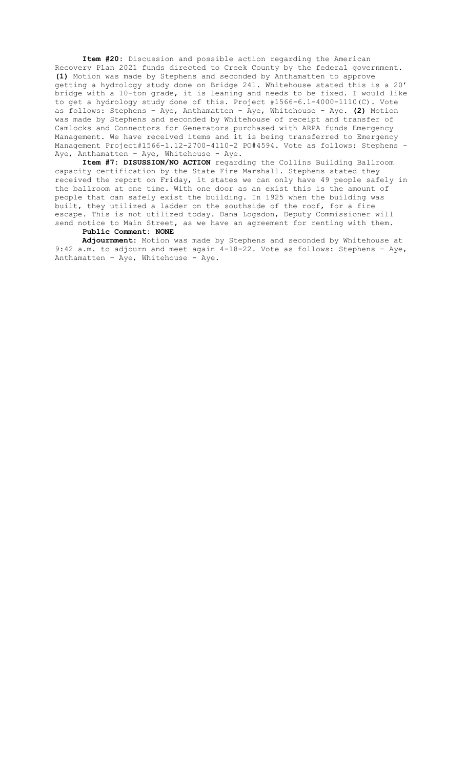**Item #20:** Discussion and possible action regarding the American Recovery Plan 2021 funds directed to Creek County by the federal government. **(1)** Motion was made by Stephens and seconded by Anthamatten to approve getting a hydrology study done on Bridge 241. Whitehouse stated this is a 20' bridge with a 10-ton grade, it is leaning and needs to be fixed. I would like to get a hydrology study done of this. Project #1566-6.1-4000-1110(C). Vote as follows: Stephens – Aye, Anthamatten – Aye, Whitehouse - Aye. **(2)** Motion was made by Stephens and seconded by Whitehouse of receipt and transfer of Camlocks and Connectors for Generators purchased with ARPA funds Emergency Management. We have received items and it is being transferred to Emergency Management Project#1566-1.12-2700-4110-2 PO#4594. Vote as follows: Stephens – Aye, Anthamatten – Aye, Whitehouse - Aye.

**Item #7: DISUSSION/NO ACTION** regarding the Collins Building Ballroom capacity certification by the State Fire Marshall. Stephens stated they received the report on Friday, it states we can only have 49 people safely in the ballroom at one time. With one door as an exist this is the amount of people that can safely exist the building. In 1925 when the building was built, they utilized a ladder on the southside of the roof, for a fire escape. This is not utilized today. Dana Logsdon, Deputy Commissioner will send notice to Main Street, as we have an agreement for renting with them.

**Public Comment: NONE**

**Adjournment:** Motion was made by Stephens and seconded by Whitehouse at 9:42 a.m. to adjourn and meet again 4-18-22. Vote as follows: Stephens – Aye, Anthamatten – Aye, Whitehouse - Aye.